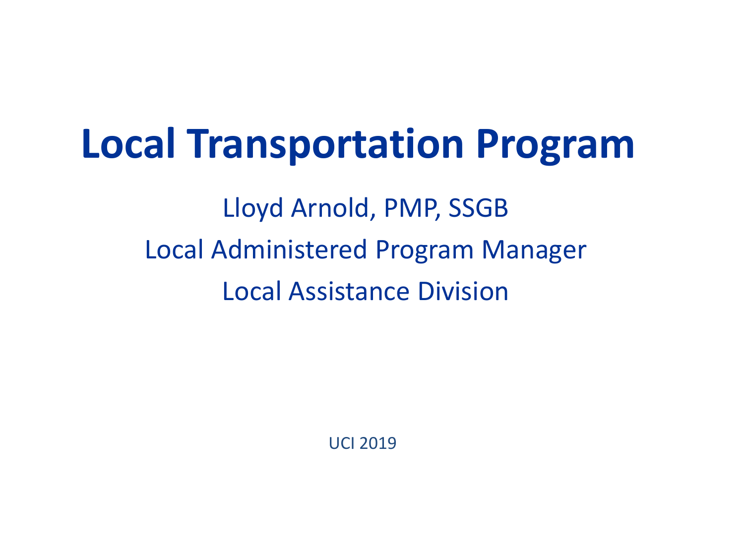# Local Transportation Program

Lloyd Arnold, PMP, SSGB

Local Administered Program Manager

Local Assistance Division

UCI 2019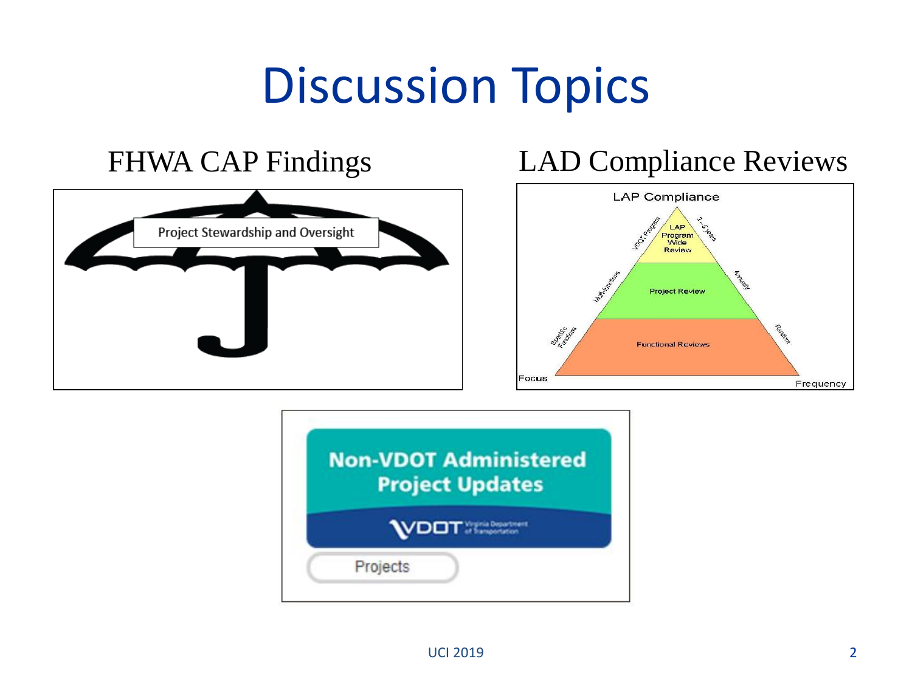# Discussion Topics

FHWA CAP Findings

Project Stewardship and Oversight

LAD Compliance Reviews

LAP Compliance

LAP Program Wide Review

Project Review

Functional Reviews

VDOT Program — 3-5 years

Multifunctions — Annually

Specific Functions — Random

Focus — Frequency

Non-VDOT Administered Project Updates

VDOT Virginia Department of Transportation

Projects

UCI 2019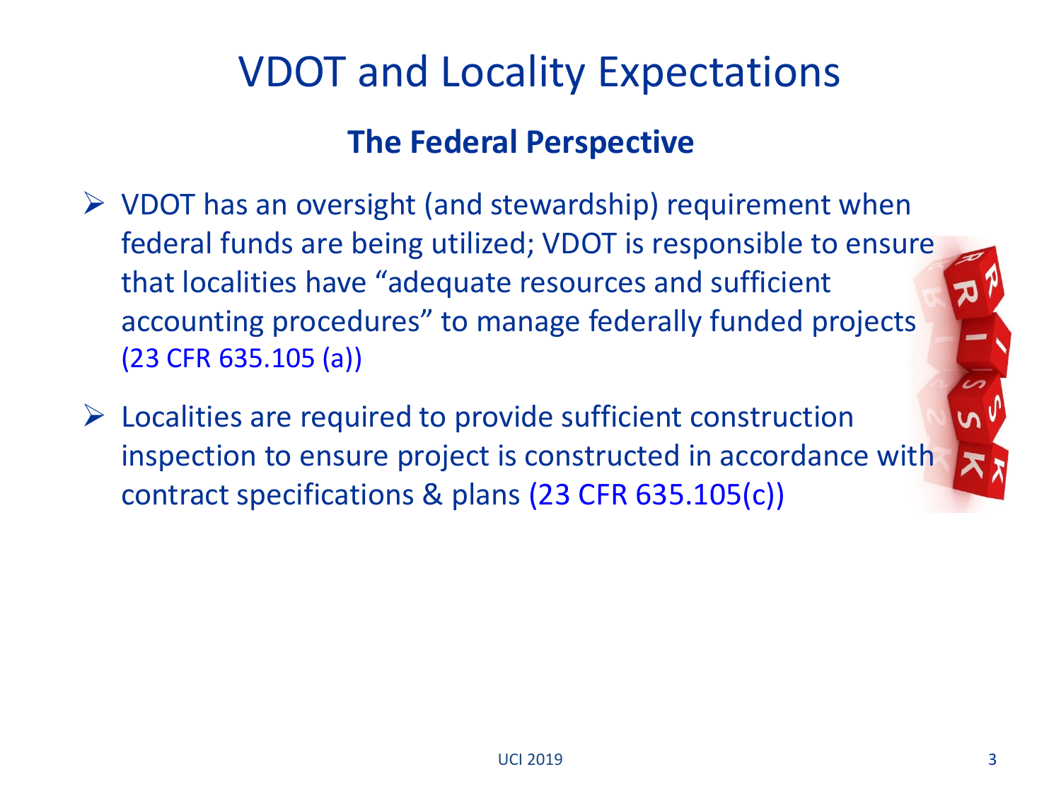# VDOT and Locality Expectations

## The Federal Perspective

- VDOT has an oversight (and stewardship) requirement when federal funds are being utilized; VDOT is responsible to ensure that localities have "adequate resources and sufficient accounting procedures" to manage federally funded projects (23 CFR 635.105 (a))
- Localities are required to provide sufficient construction inspection to ensure project is constructed in accordance with contract specifications & plans (23 CFR 635.105(c))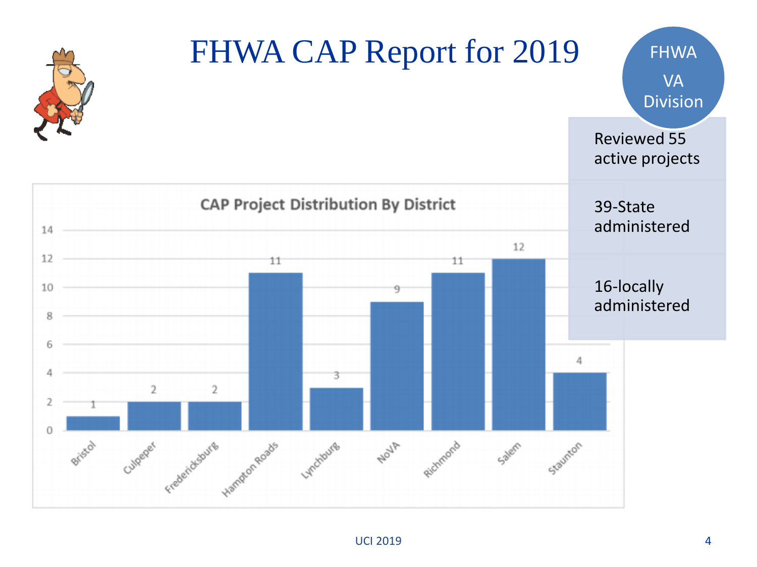# FHWA CAP Report for 2019

**FHWA VA Division**

- Reviewed 55 active projects
- 39-State administered
- 16-locally administered

**CAP Project Distribution By District**

| District | Projects |
|---|---|
| Bristol | 1 |
| Culpeper | 2 |
| Fredericksburg | 2 |
| Hampton Roads | 11 |
| Lynchburg | 3 |
| NoVA | 9 |
| Richmond | 11 |
| Salem | 12 |
| Staunton | 4 |

UCI 2019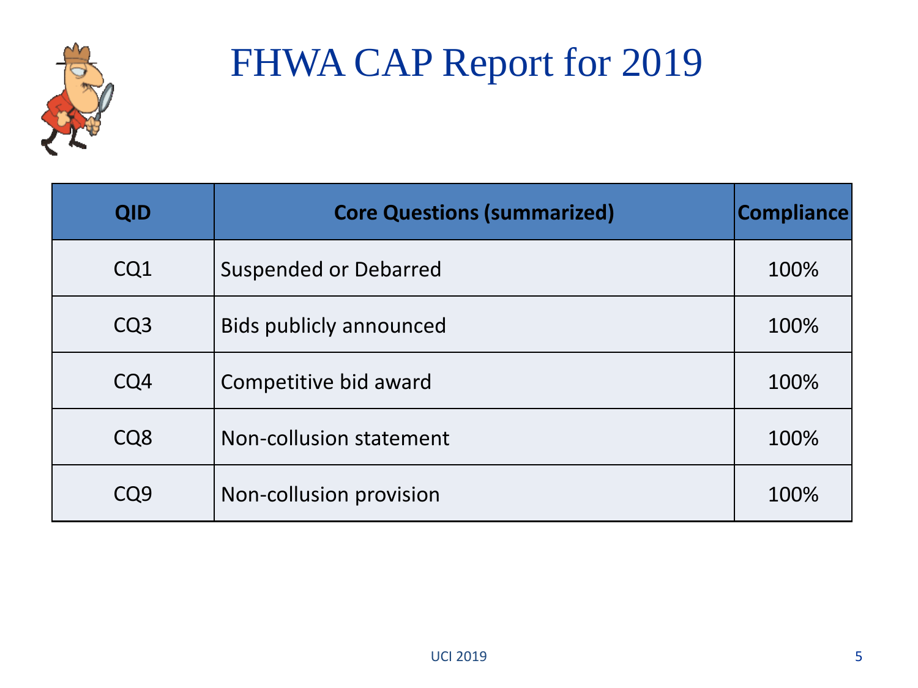# FHWA CAP Report for 2019

| QID | Core Questions (summarized) | Compliance |
|---|---|---|
| CQ1 | Suspended or Debarred | 100% |
| CQ3 | Bids publicly announced | 100% |
| CQ4 | Competitive bid award | 100% |
| CQ8 | Non-collusion statement | 100% |
| CQ9 | Non-collusion provision | 100% |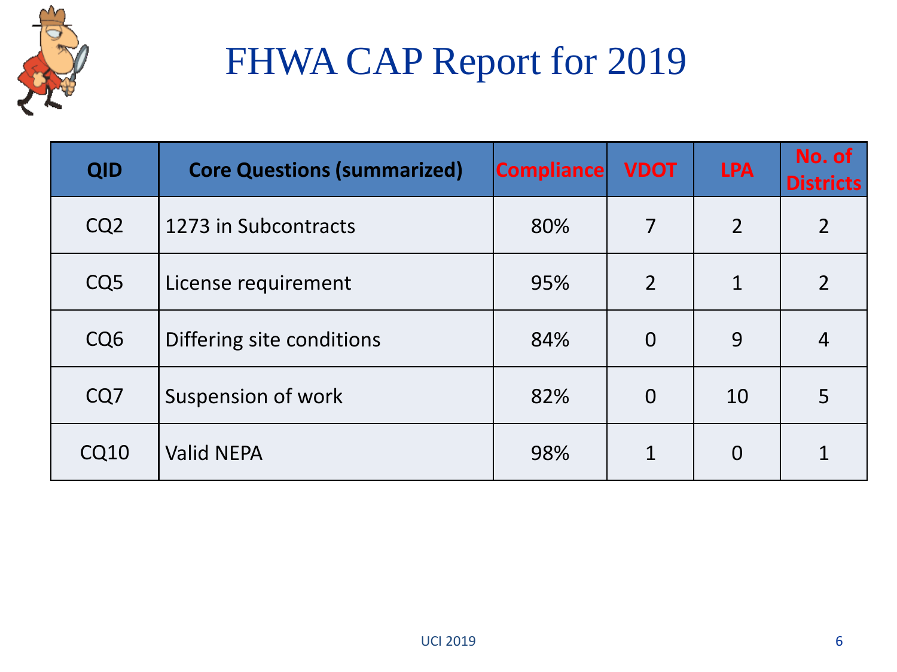# FHWA CAP Report for 2019

| QID | Core Questions (summarized) | Compliance | VDOT | LPA | No. of Districts |
|---|---|---|---|---|---|
| CQ2 | 1273 in Subcontracts | 80% | 7 | 2 | 2 |
| CQ5 | License requirement | 95% | 2 | 1 | 2 |
| CQ6 | Differing site conditions | 84% | 0 | 9 | 4 |
| CQ7 | Suspension of work | 82% | 0 | 10 | 5 |
| CQ10 | Valid NEPA | 98% | 1 | 0 | 1 |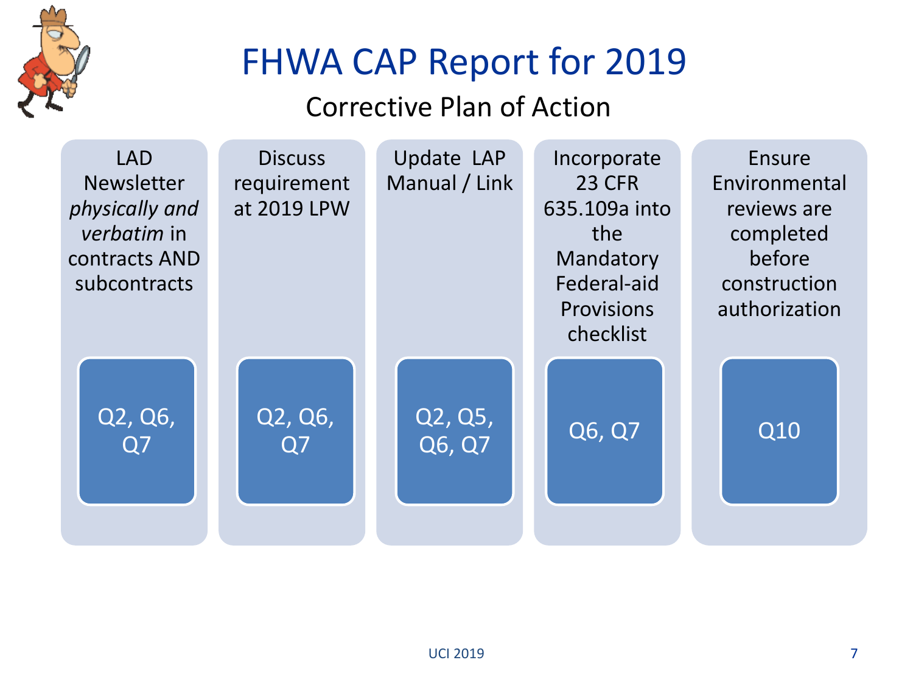# FHWA CAP Report for 2019

## Corrective Plan of Action

| LAD Newsletter *physically and verbatim* in contracts AND subcontracts | Discuss requirement at 2019 LPW | Update LAP Manual / Link | Incorporate 23 CFR 635.109a into the Mandatory Federal-aid Provisions checklist | Ensure Environmental reviews are completed before construction authorization |
|---|---|---|---|---|
| Q2, Q6, Q7 | Q2, Q6, Q7 | Q2, Q5, Q6, Q7 | Q6, Q7 | Q10 |

UCI 2019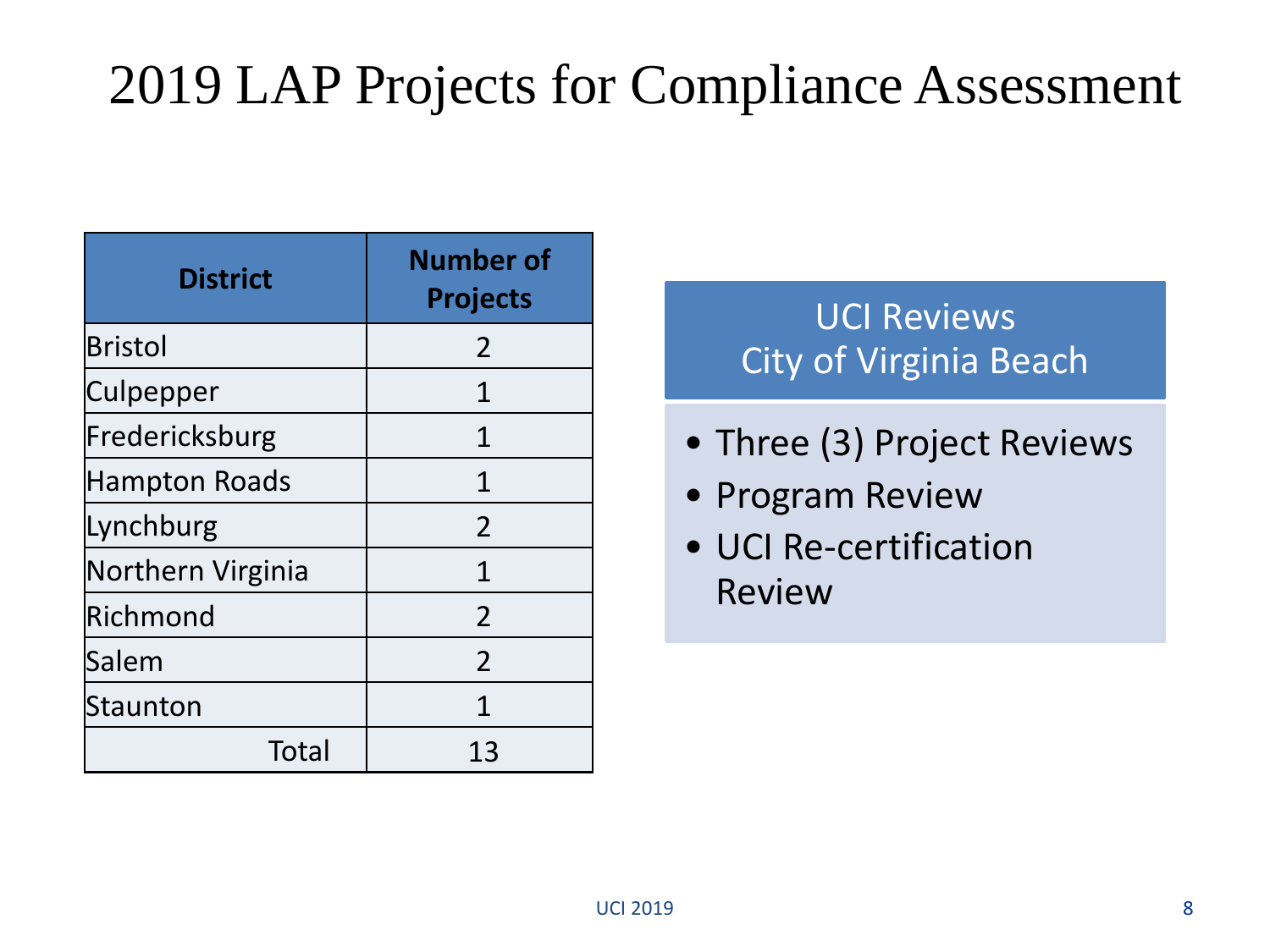# 2019 LAP Projects for Compliance Assessment

| District | Number of Projects |
|---|---|
| Bristol | 2 |
| Culpepper | 1 |
| Fredericksburg | 1 |
| Hampton Roads | 1 |
| Lynchburg | 2 |
| Northern Virginia | 1 |
| Richmond | 2 |
| Salem | 2 |
| Staunton | 1 |
| Total | 13 |

**UCI Reviews**
**City of Virginia Beach**

- Three (3) Project Reviews
- Program Review
- UCI Re-certification Review

UCI 2019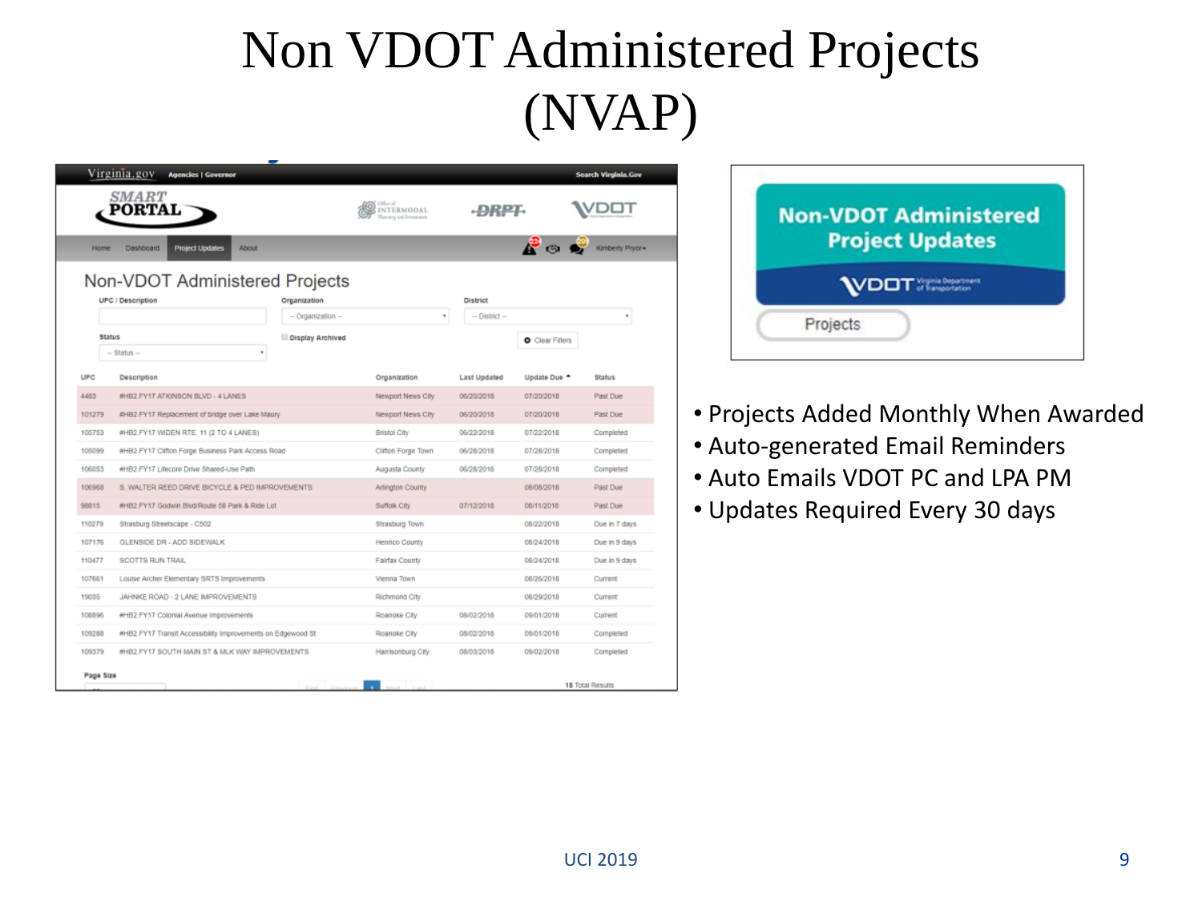# Non VDOT Administered Projects (NVAP)

## Non-VDOT Administered Projects

| UPC | Description | Organization | Last Updated | Update Due | Status |
|---|---|---|---|---|---|
| 4483 | #HB2.FY17 ATKINSON BLVD - 4 LANES | Newport News City | 06/20/2018 | 07/20/2018 | Past Due |
| 101279 | #HB2.FY17 Replacement of bridge over Lake Maury | Newport News City | 06/20/2018 | 07/20/2018 | Past Due |
| 105753 | #HB2.FY17 WIDEN RTE. 11 (2 TO 4 LANES) | Bristol City | 06/22/2018 | 07/22/2018 | Completed |
| 105099 | #HB2.FY17 Clifton Forge Business Park Access Road | Clifton Forge Town | 06/28/2018 | 07/28/2018 | Completed |
| 106053 | #HB2.FY17 Lifecore Drive Shared-Use Path | Augusta County | 06/28/2018 | 07/28/2018 | Completed |
| 106968 | S. WALTER REED DRIVE BICYCLE & PED IMPROVEMENTS | Arlington County | | 08/08/2018 | Past Due |
| 98815 | #HB2.FY17 Godwin Blvd/Route 58 Park & Ride Lot | Suffolk City | 07/12/2018 | 08/11/2018 | Past Due |
| 110279 | Strasburg Streetscape - C502 | Strasburg Town | | 08/22/2018 | Due in 7 days |
| 107176 | GLENSIDE DR - ADD SIDEWALK | Henrico County | | 08/24/2018 | Due in 9 days |
| 110477 | SCOTTS RUN TRAIL | Fairfax County | | 08/24/2018 | Due in 9 days |
| 107661 | Louise Archer Elementary SRTS Improvements | Vienna Town | | 08/26/2018 | Current |
| 19035 | JAHNKE ROAD - 2 LANE IMPROVEMENTS | Richmond City | | 08/29/2018 | Current |
| 108896 | #HB2.FY17 Colonial Avenue Improvements | Roanoke City | 08/02/2018 | 09/01/2018 | Current |
| 109288 | #HB2.FY17 Transit Accessibility Improvements on Edgewood St | Roanoke City | 08/02/2018 | 09/01/2018 | Completed |
| 109379 | #HB2.FY17 SOUTH MAIN ST & MLK WAY IMPROVEMENTS | Harrisonburg City | 08/03/2018 | 09/02/2018 | Completed |

15 Total Results

**Non-VDOT Administered Project Updates**

Projects

- Projects Added Monthly When Awarded
- Auto-generated Email Reminders
- Auto Emails VDOT PC and LPA PM
- Updates Required Every 30 days

UCI 2019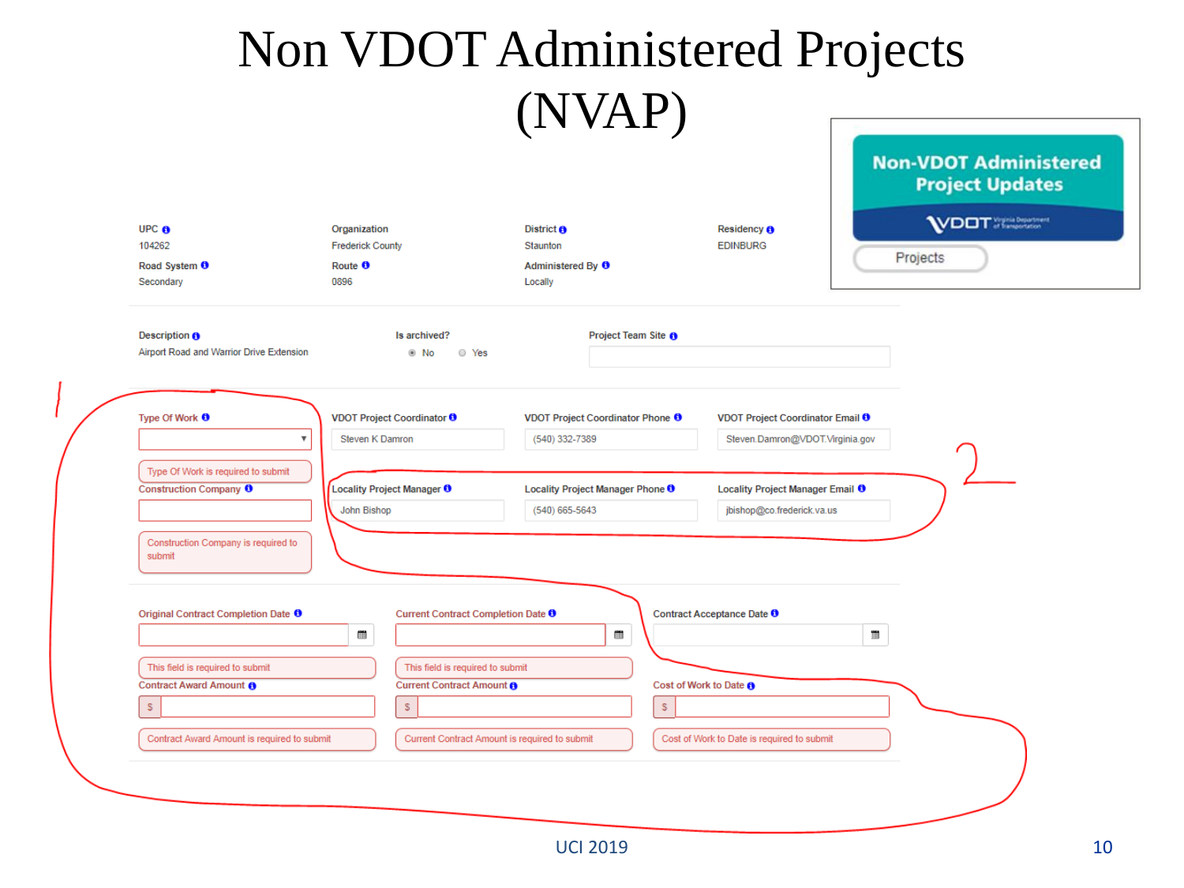# Non VDOT Administered Projects (NVAP)

**Non-VDOT Administered Project Updates**

VDOT Virginia Department of Transportation

Projects

| UPC | Organization | District | Residency |
|---|---|---|---|
| 104262 | Frederick County | Staunton | EDINBURG |
| **Road System** | **Route** | **Administered By** | |
| Secondary | 0896 | Locally | |

**Description**
Airport Road and Warrior Drive Extension

**Is archived?**
No / Yes

**Project Team Site**

1

**Type Of Work**
Type Of Work is required to submit

**Construction Company**
Construction Company is required to submit

| VDOT Project Coordinator | VDOT Project Coordinator Phone | VDOT Project Coordinator Email |
|---|---|---|
| Steven K Damron | (540) 332-7389 | Steven.Damron@VDOT.Virginia.gov |

2

| Locality Project Manager | Locality Project Manager Phone | Locality Project Manager Email |
|---|---|---|
| John Bishop | (540) 665-5643 | jbishop@co.frederick.va.us |

| Original Contract Completion Date | Current Contract Completion Date | Contract Acceptance Date |
|---|---|---|
| This field is required to submit | This field is required to submit | |
| **Contract Award Amount** | **Current Contract Amount** | **Cost of Work to Date** |
| $ | $ | $ |
| Contract Award Amount is required to submit | Current Contract Amount is required to submit | Cost of Work to Date is required to submit |

UCI 2019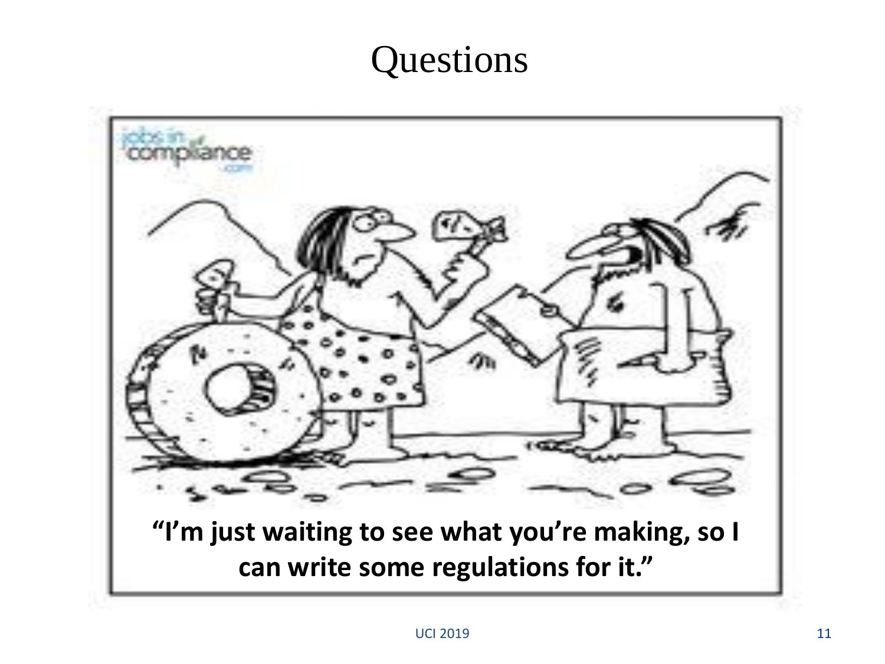# Questions

"I'm just waiting to see what you're making, so I can write some regulations for it."